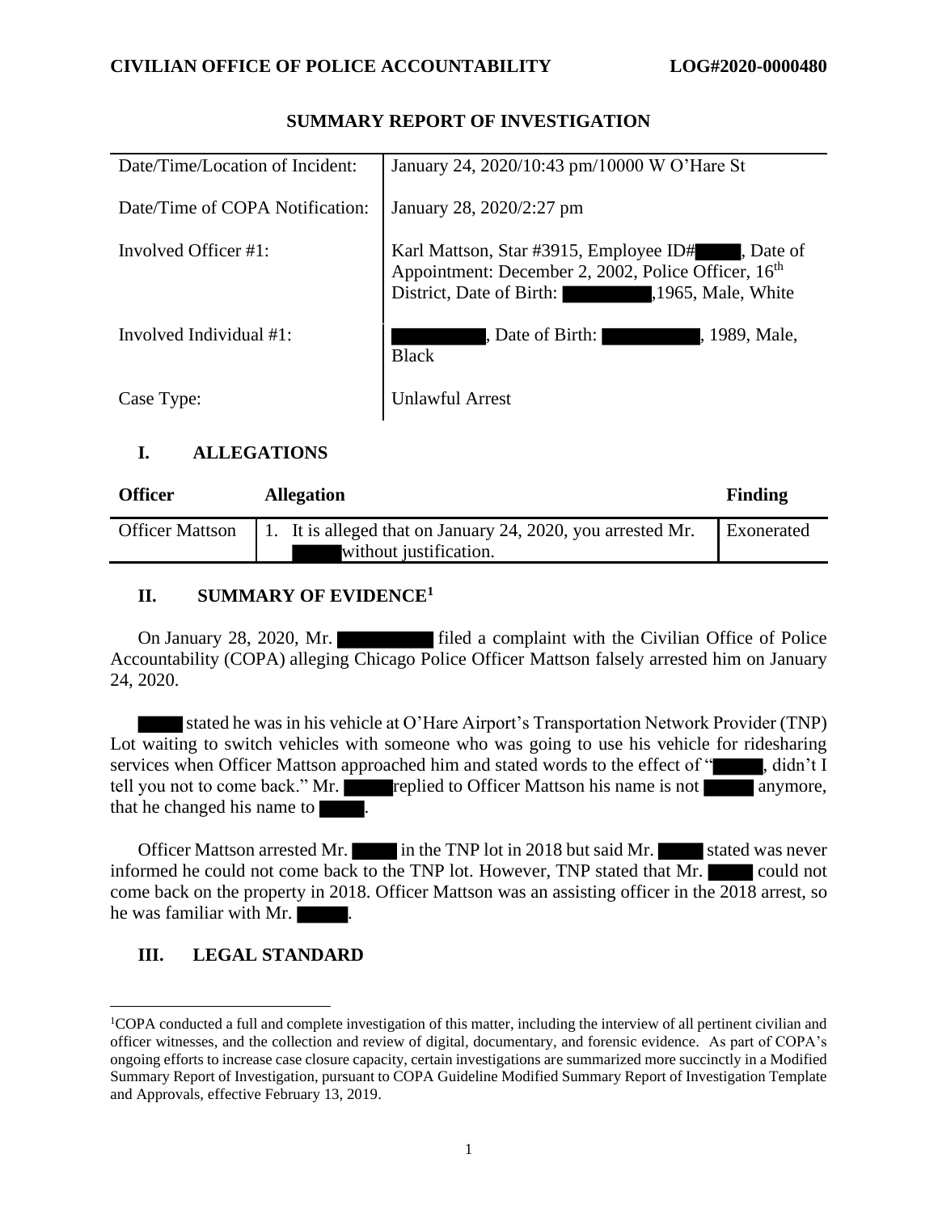**CIVILIAN OFFICE OF POLICE ACCOUNTABILITY** **LOG#2020-0000480**

# SUMMARY REPORT OF INVESTIGATION

| | |
|---|---|
| Date/Time/Location of Incident: | January 24, 2020/10:43 pm/10000 W O'Hare St |
| Date/Time of COPA Notification: | January 28, 2020/2:27 pm |
| Involved Officer #1: | Karl Mattson, Star #3915, Employee ID# ████, Date of Appointment: December 2, 2002, Police Officer, 16th District, Date of Birth: ████████,1965, Male, White |
| Involved Individual #1: | ████████, Date of Birth: ████████, 1989, Male, Black |
| Case Type: | Unlawful Arrest |

## I. ALLEGATIONS

| Officer | Allegation | Finding |
|---|---|---|
| Officer Mattson | 1. It is alleged that on January 24, 2020, you arrested Mr. ████ without justification. | Exonerated |

## II. SUMMARY OF EVIDENCE[1]

On January 28, 2020, Mr. ████████ filed a complaint with the Civilian Office of Police Accountability (COPA) alleging Chicago Police Officer Mattson falsely arrested him on January 24, 2020.

████ stated he was in his vehicle at O'Hare Airport's Transportation Network Provider (TNP) Lot waiting to switch vehicles with someone who was going to use his vehicle for ridesharing services when Officer Mattson approached him and stated words to the effect of "████, didn't I tell you not to come back." Mr. ████ replied to Officer Mattson his name is not ████ anymore, that he changed his name to ████.

Officer Mattson arrested Mr. ████ in the TNP lot in 2018 but said Mr. ████ stated was never informed he could not come back to the TNP lot. However, TNP stated that Mr. ████ could not come back on the property in 2018. Officer Mattson was an assisting officer in the 2018 arrest, so he was familiar with Mr. ████.

## III. LEGAL STANDARD

[1]COPA conducted a full and complete investigation of this matter, including the interview of all pertinent civilian and officer witnesses, and the collection and review of digital, documentary, and forensic evidence. As part of COPA's ongoing efforts to increase case closure capacity, certain investigations are summarized more succinctly in a Modified Summary Report of Investigation, pursuant to COPA Guideline Modified Summary Report of Investigation Template and Approvals, effective February 13, 2019.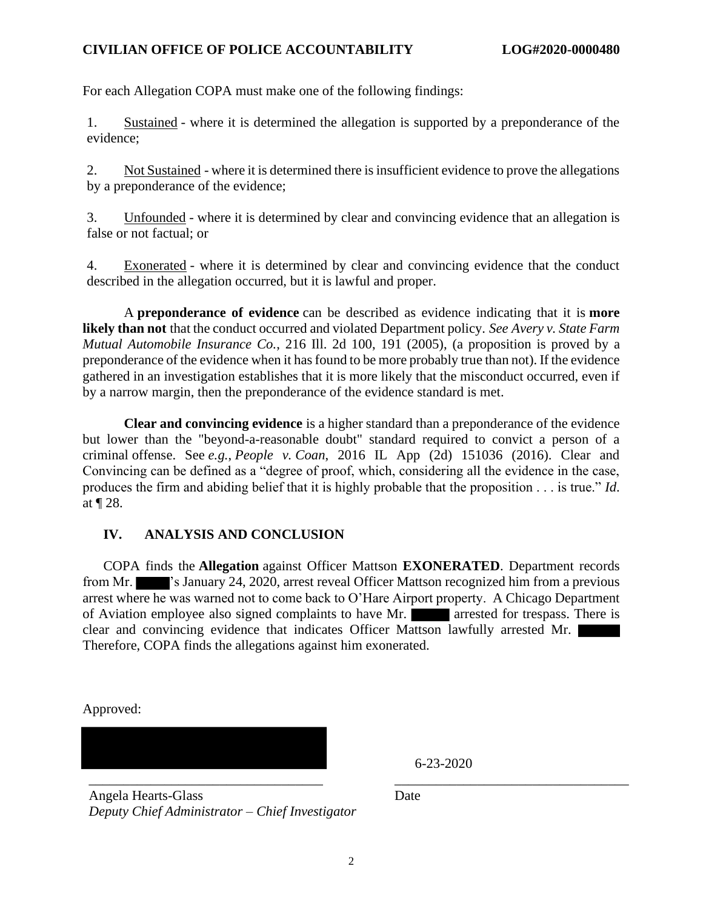For each Allegation COPA must make one of the following findings:

1. Sustained - where it is determined the allegation is supported by a preponderance of the evidence;

2. Not Sustained - where it is determined there is insufficient evidence to prove the allegations by a preponderance of the evidence;

3. Unfounded - where it is determined by clear and convincing evidence that an allegation is false or not factual; or

4. Exonerated - where it is determined by clear and convincing evidence that the conduct described in the allegation occurred, but it is lawful and proper.

A **preponderance of evidence** can be described as evidence indicating that it is **more likely than not** that the conduct occurred and violated Department policy. *See Avery v. State Farm Mutual Automobile Insurance Co.*, 216 Ill. 2d 100, 191 (2005), (a proposition is proved by a preponderance of the evidence when it has found to be more probably true than not). If the evidence gathered in an investigation establishes that it is more likely that the misconduct occurred, even if by a narrow margin, then the preponderance of the evidence standard is met.

**Clear and convincing evidence** is a higher standard than a preponderance of the evidence but lower than the "beyond-a-reasonable doubt" standard required to convict a person of a criminal offense. See *e.g.*, *People v. Coan*, 2016 IL App (2d) 151036 (2016). Clear and Convincing can be defined as a "degree of proof, which, considering all the evidence in the case, produces the firm and abiding belief that it is highly probable that the proposition . . . is true." *Id*. at ¶ 28.

## IV. ANALYSIS AND CONCLUSION

COPA finds the **Allegation** against Officer Mattson **EXONERATED**. Department records from Mr. ████'s January 24, 2020, arrest reveal Officer Mattson recognized him from a previous arrest where he was warned not to come back to O'Hare Airport property. A Chicago Department of Aviation employee also signed complaints to have Mr. ████ arrested for trespass. There is clear and convincing evidence that indicates Officer Mattson lawfully arrested Mr. ████ Therefore, COPA finds the allegations against him exonerated.

Approved:

████████████████ 6-23-2020

\_\_\_\_\_\_\_\_\_\_\_\_\_\_\_\_\_\_\_\_\_\_\_\_\_\_\_\_\_\_\_\_\_\_ \_\_\_\_\_\_\_\_\_\_\_\_\_\_\_\_\_\_\_\_\_\_\_\_\_\_\_\_\_\_\_\_\_\_

Angela Hearts-Glass
*Deputy Chief Administrator – Chief Investigator*

Date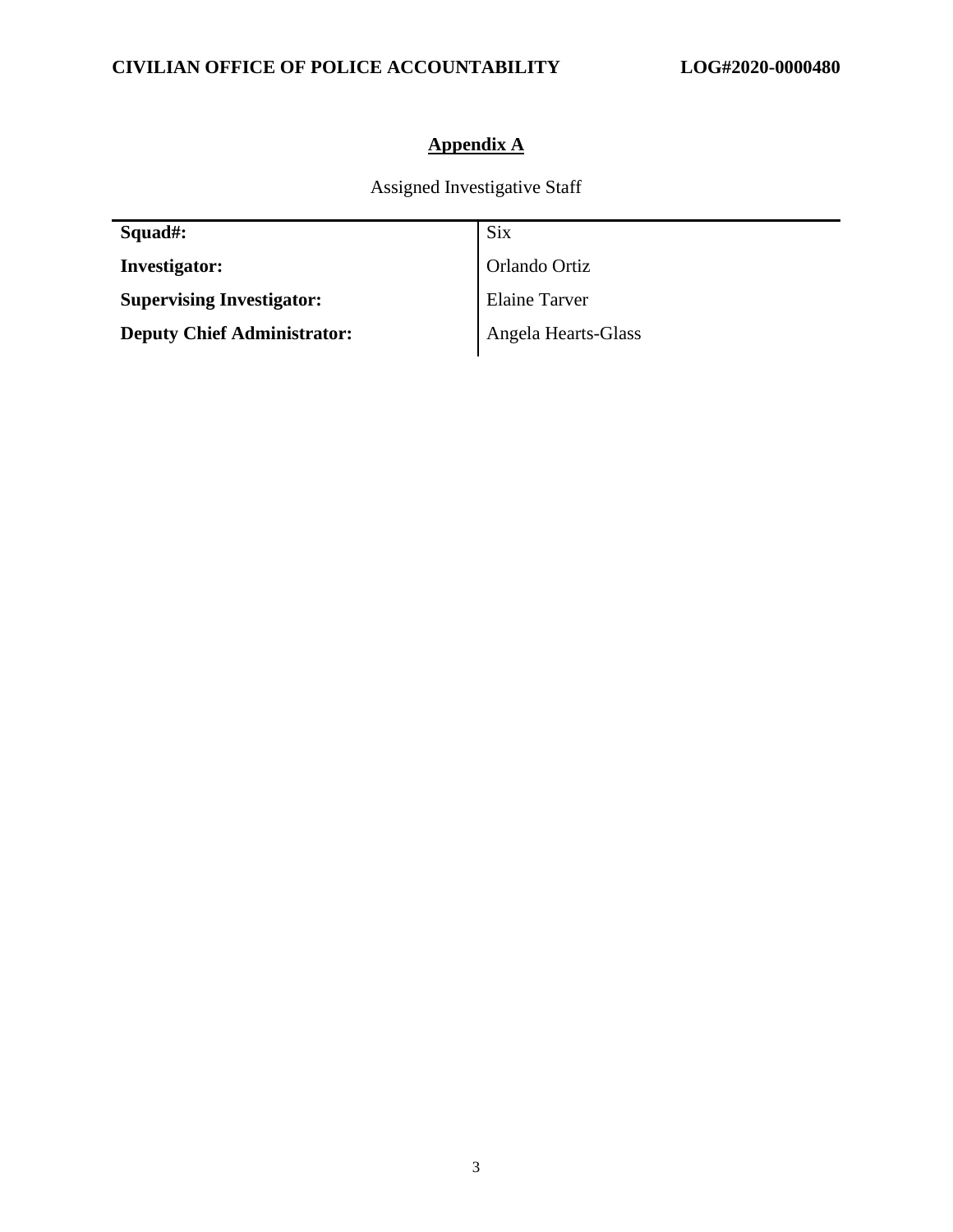## Appendix A

Assigned Investigative Staff

| | |
|---|---|
| **Squad#:** | Six |
| **Investigator:** | Orlando Ortiz |
| **Supervising Investigator:** | Elaine Tarver |
| **Deputy Chief Administrator:** | Angela Hearts-Glass |